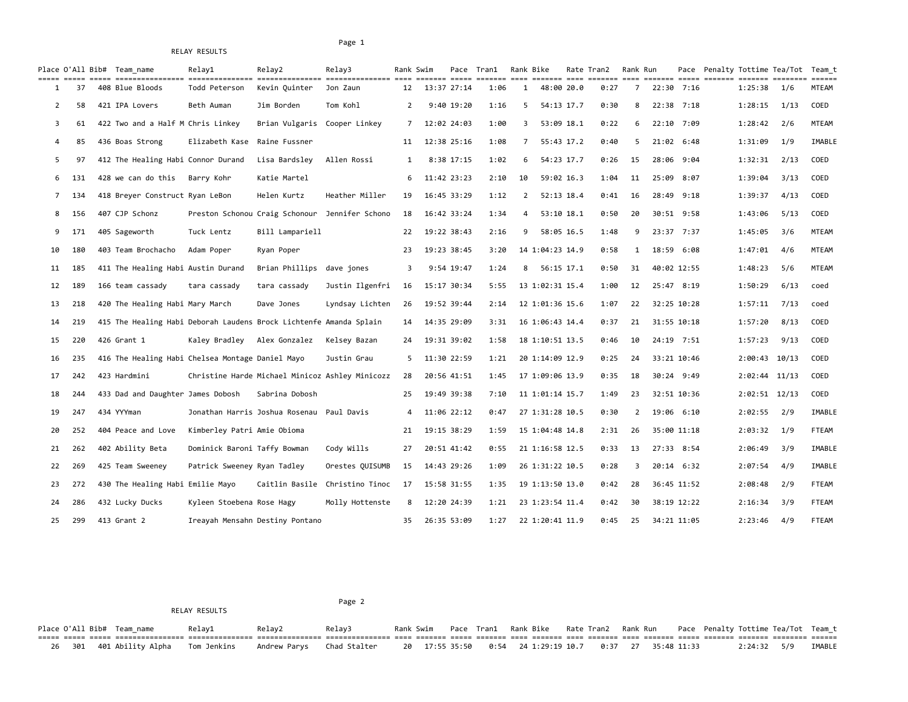# RELAY RESULTS

| Place | O'All | Bib# | Team_name | Relay1 | Relay2 | Relay3 | Rank | Swim | Pace | Tran1 | Rank | Bike | Rate | Tran2 | Rank | Run | Pace | Penalty | Tottime | Tea/Tot | Team_t |
|---|---|---|---|---|---|---|---|---|---|---|---|---|---|---|---|---|---|---|---|---|---|
| 1 | 37 | 408 | Blue Bloods | Todd Peterson | Kevin Quinter | Jon Zaun | 12 | 13:37 | 27:14 | 1:06 | 1 | 48:00 | 20.0 | 0:27 | 7 | 22:30 | 7:16 | | 1:25:38 | 1/6 | MTEAM |
| 2 | 58 | 421 | IPA Lovers | Beth Auman | Jim Borden | Tom Kohl | 2 | 9:40 | 19:20 | 1:16 | 5 | 54:13 | 17.7 | 0:30 | 8 | 22:38 | 7:18 | | 1:28:15 | 1/13 | COED |
| 3 | 61 | 422 | Two and a Half M | Chris Linkey | Brian Vulgaris | Cooper Linkey | 7 | 12:02 | 24:03 | 1:00 | 3 | 53:09 | 18.1 | 0:22 | 6 | 22:10 | 7:09 | | 1:28:42 | 2/6 | MTEAM |
| 4 | 85 | 436 | Boas Strong | Elizabeth Kase | Raine Fussner | | 11 | 12:38 | 25:16 | 1:08 | 7 | 55:43 | 17.2 | 0:40 | 5 | 21:02 | 6:48 | | 1:31:09 | 1/9 | IMABLE |
| 5 | 97 | 412 | The Healing Habi | Connor Durand | Lisa Bardsley | Allen Rossi | 1 | 8:38 | 17:15 | 1:02 | 6 | 54:23 | 17.7 | 0:26 | 15 | 28:06 | 9:04 | | 1:32:31 | 2/13 | COED |
| 6 | 131 | 428 | we can do this | Barry Kohr | Katie Martel | | 6 | 11:42 | 23:23 | 2:10 | 10 | 59:02 | 16.3 | 1:04 | 11 | 25:09 | 8:07 | | 1:39:04 | 3/13 | COED |
| 7 | 134 | 418 | Breyer Construct | Ryan LeBon | Helen Kurtz | Heather Miller | 19 | 16:45 | 33:29 | 1:12 | 2 | 52:13 | 18.4 | 0:41 | 16 | 28:49 | 9:18 | | 1:39:37 | 4/13 | COED |
| 8 | 156 | 407 | CJP Schonz | Preston Schonou | Craig Schonour | Jennifer Schono | 18 | 16:42 | 33:24 | 1:34 | 4 | 53:10 | 18.1 | 0:50 | 20 | 30:51 | 9:58 | | 1:43:06 | 5/13 | COED |
| 9 | 171 | 405 | Sageworth | Tuck Lentz | Bill Lampariell | | 22 | 19:22 | 38:43 | 2:16 | 9 | 58:05 | 16.5 | 1:48 | 9 | 23:37 | 7:37 | | 1:45:05 | 3/6 | MTEAM |
| 10 | 180 | 403 | Team Brochacho | Adam Poper | Ryan Poper | | 23 | 19:23 | 38:45 | 3:20 | 14 | 1:04:23 | 14.9 | 0:58 | 1 | 18:59 | 6:08 | | 1:47:01 | 4/6 | MTEAM |
| 11 | 185 | 411 | The Healing Habi | Austin Durand | Brian Phillips | dave jones | 3 | 9:54 | 19:47 | 1:24 | 8 | 56:15 | 17.1 | 0:50 | 31 | 40:02 | 12:55 | | 1:48:23 | 5/6 | MTEAM |
| 12 | 189 | 166 | team cassady | tara cassady | tara cassady | Justin Ilgenfri | 16 | 15:17 | 30:34 | 5:55 | 13 | 1:02:31 | 15.4 | 1:00 | 12 | 25:47 | 8:19 | | 1:50:29 | 6/13 | coed |
| 13 | 218 | 420 | The Healing Habi | Mary March | Dave Jones | Lyndsay Lichten | 26 | 19:52 | 39:44 | 2:14 | 12 | 1:01:36 | 15.6 | 1:07 | 22 | 32:25 | 10:28 | | 1:57:11 | 7/13 | coed |
| 14 | 219 | 415 | The Healing Habi | Deborah Laudens | Brock Lichtenfe | Amanda Splain | 14 | 14:35 | 29:09 | 3:31 | 16 | 1:06:43 | 14.4 | 0:37 | 21 | 31:55 | 10:18 | | 1:57:20 | 8/13 | COED |
| 15 | 220 | 426 | Grant 1 | Kaley Bradley | Alex Gonzalez | Kelsey Bazan | 24 | 19:31 | 39:02 | 1:58 | 18 | 1:10:51 | 13.5 | 0:46 | 10 | 24:19 | 7:51 | | 1:57:23 | 9/13 | COED |
| 16 | 235 | 416 | The Healing Habi | Chelsea Montage | Daniel Mayo | Justin Grau | 5 | 11:30 | 22:59 | 1:21 | 20 | 1:14:09 | 12.9 | 0:25 | 24 | 33:21 | 10:46 | | 2:00:43 | 10/13 | COED |
| 17 | 242 | 423 | Hardmini | Christine Harde | Michael Minicoz | Ashley Minicozz | 28 | 20:56 | 41:51 | 1:45 | 17 | 1:09:06 | 13.9 | 0:35 | 18 | 30:24 | 9:49 | | 2:02:44 | 11/13 | COED |
| 18 | 244 | 433 | Dad and Daughter | James Dobosh | Sabrina Dobosh | | 25 | 19:49 | 39:38 | 7:10 | 11 | 1:01:14 | 15.7 | 1:49 | 23 | 32:51 | 10:36 | | 2:02:51 | 12/13 | COED |
| 19 | 247 | 434 | YYYman | Jonathan Harris | Joshua Rosenau | Paul Davis | 4 | 11:06 | 22:12 | 0:47 | 27 | 1:31:28 | 10.5 | 0:30 | 2 | 19:06 | 6:10 | | 2:02:55 | 2/9 | IMABLE |
| 20 | 252 | 404 | Peace and Love | Kimberley Patri | Amie Obioma | | 21 | 19:15 | 38:29 | 1:59 | 15 | 1:04:48 | 14.8 | 2:31 | 26 | 35:00 | 11:18 | | 2:03:32 | 1/9 | FTEAM |
| 21 | 262 | 402 | Ability Beta | Dominick Baroni | Taffy Bowman | Cody Wills | 27 | 20:51 | 41:42 | 0:55 | 21 | 1:16:58 | 12.5 | 0:33 | 13 | 27:33 | 8:54 | | 2:06:49 | 3/9 | IMABLE |
| 22 | 269 | 425 | Team Sweeney | Patrick Sweeney | Ryan Tadley | Orestes QUISUMB | 15 | 14:43 | 29:26 | 1:09 | 26 | 1:31:22 | 10.5 | 0:28 | 3 | 20:14 | 6:32 | | 2:07:54 | 4/9 | IMABLE |
| 23 | 272 | 430 | The Healing Habi | Emilie Mayo | Caitlin Basile | Christino Tinoc | 17 | 15:58 | 31:55 | 1:35 | 19 | 1:13:50 | 13.0 | 0:42 | 28 | 36:45 | 11:52 | | 2:08:48 | 2/9 | FTEAM |
| 24 | 286 | 432 | Lucky Ducks | Kyleen Stoebena | Rose Hagy | Molly Hottenste | 8 | 12:20 | 24:39 | 1:21 | 23 | 1:23:54 | 11.4 | 0:42 | 30 | 38:19 | 12:22 | | 2:16:34 | 3/9 | FTEAM |
| 25 | 299 | 413 | Grant 2 | Ireayah Mensahn | Destiny Pontano | | 35 | 26:35 | 53:09 | 1:27 | 22 | 1:20:41 | 11.9 | 0:45 | 25 | 34:21 | 11:05 | | 2:23:46 | 4/9 | FTEAM |
| 26 | 301 | 401 | Ability Alpha | Tom Jenkins | Andrew Parys | Chad Stalter | 20 | 17:55 | 35:50 | 0:54 | 24 | 1:29:19 | 10.7 | 0:37 | 27 | 35:48 | 11:33 | | 2:24:32 | 5/9 | IMABLE |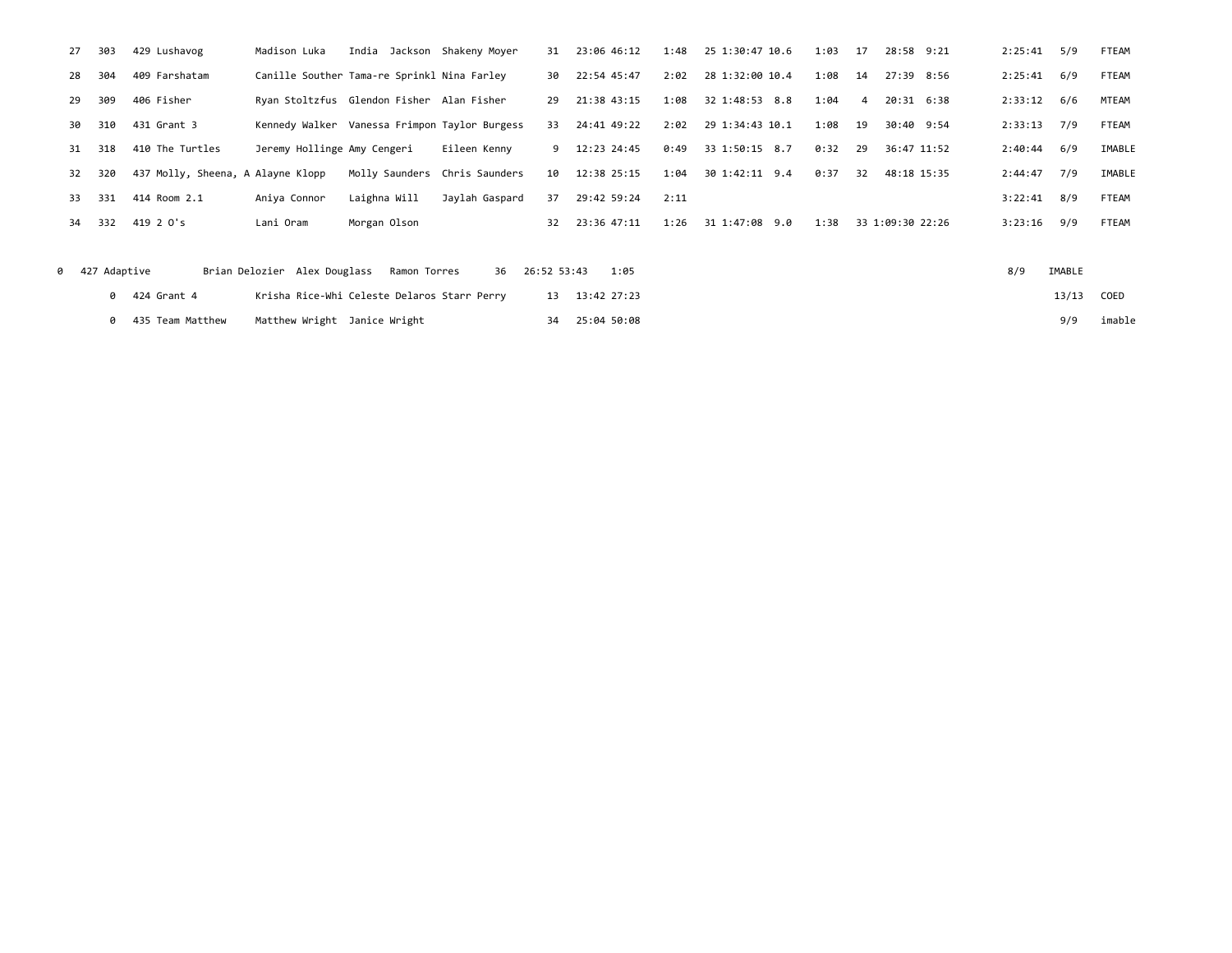| | | | | | | | | | | | | | | | | | | | | |
|---|---|---|---|---|---|---|---|---|---|---|---|---|---|---|---|---|---|---|---|---|
| 27 | 303 | 429 | Lushavog | Madison Luka | India Jackson | Shakeny Moyer | 31 | 23:06 | 46:12 | 1:48 | 25 | 1:30:47 | 10.6 | 1:03 | 17 | 28:58 | 9:21 | 2:25:41 | 5/9 | FTEAM |
| 28 | 304 | 409 | Farshatam | Canille Souther | Tama-re Sprinkl | Nina Farley | 30 | 22:54 | 45:47 | 2:02 | 28 | 1:32:00 | 10.4 | 1:08 | 14 | 27:39 | 8:56 | 2:25:41 | 6/9 | FTEAM |
| 29 | 309 | 406 | Fisher | Ryan Stoltzfus | Glendon Fisher | Alan Fisher | 29 | 21:38 | 43:15 | 1:08 | 32 | 1:48:53 | 8.8 | 1:04 | 4 | 20:31 | 6:38 | 2:33:12 | 6/6 | MTEAM |
| 30 | 310 | 431 | Grant 3 | Kennedy Walker | Vanessa Frimpon | Taylor Burgess | 33 | 24:41 | 49:22 | 2:02 | 29 | 1:34:43 | 10.1 | 1:08 | 19 | 30:40 | 9:54 | 2:33:13 | 7/9 | FTEAM |
| 31 | 318 | 410 | The Turtles | Jeremy Hollinge | Amy Cengeri | Eileen Kenny | 9 | 12:23 | 24:45 | 0:49 | 33 | 1:50:15 | 8.7 | 0:32 | 29 | 36:47 | 11:52 | 2:40:44 | 6/9 | IMABLE |
| 32 | 320 | 437 | Molly, Sheena, A | Alayne Klopp | Molly Saunders | Chris Saunders | 10 | 12:38 | 25:15 | 1:04 | 30 | 1:42:11 | 9.4 | 0:37 | 32 | 48:18 | 15:35 | 2:44:47 | 7/9 | IMABLE |
| 33 | 331 | 414 | Room 2.1 | Aniya Connor | Laighna Will | Jaylah Gaspard | 37 | 29:42 | 59:24 | 2:11 | | | | | | | | 3:22:41 | 8/9 | FTEAM |
| 34 | 332 | 419 | 2 O's | Lani Oram | Morgan Olson | | 32 | 23:36 | 47:11 | 1:26 | 31 | 1:47:08 | 9.0 | 1:38 | 33 | 1:09:30 | 22:26 | 3:23:16 | 9/9 | FTEAM |
| 0 | | 427 | Adaptive | Brian Delozier | Alex Douglass | Ramon Torres | 36 | 26:52 | 53:43 | 1:05 | | | | | | | | | 8/9 | IMABLE |
| | 0 | 424 | Grant 4 | Krisha Rice-Whi | Celeste Delaros | Starr Perry | 13 | 13:42 | 27:23 | | | | | | | | | | 13/13 | COED |
| | 0 | 435 | Team Matthew | Matthew Wright | Janice Wright | | 34 | 25:04 | 50:08 | | | | | | | | | | 9/9 | imable |